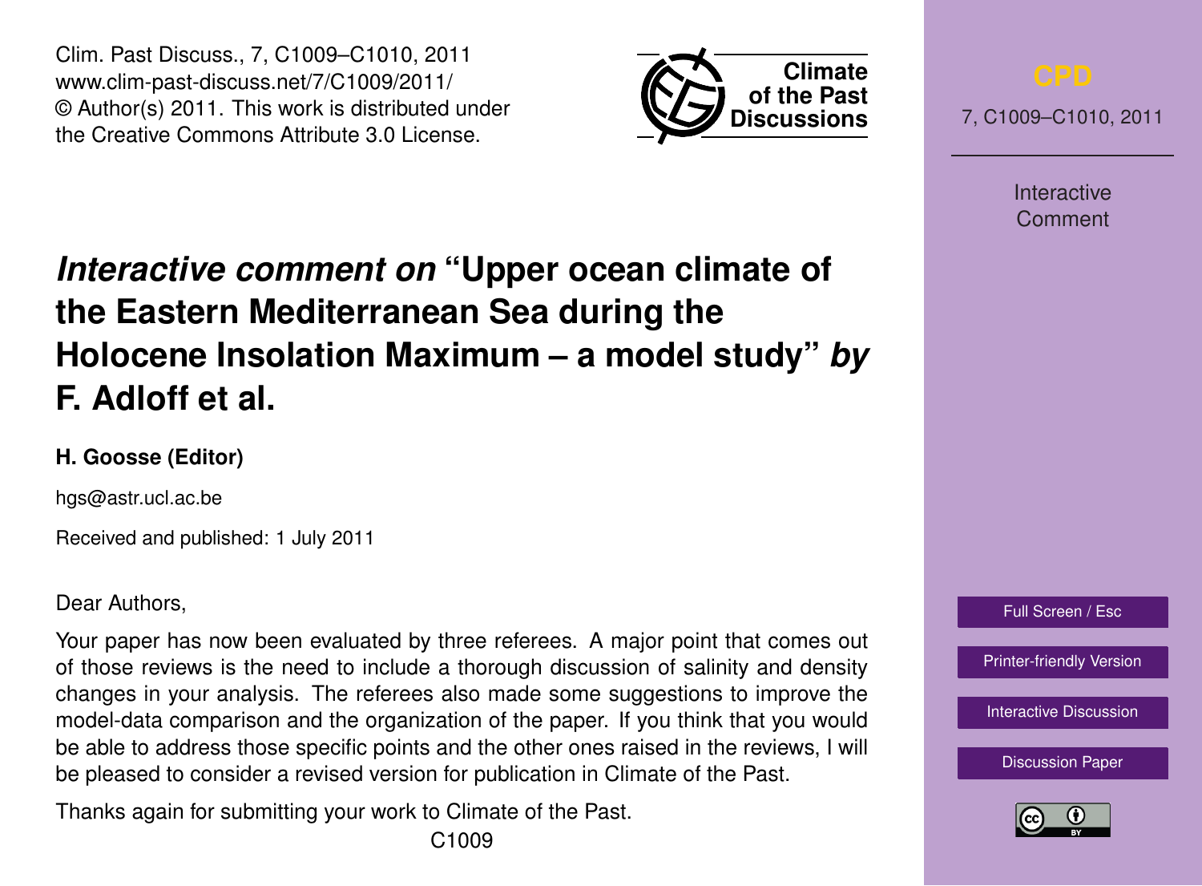Clim. Past Discuss., 7, C1009–C1010, 2011
www.clim-past-discuss.net/7/C1009/2011/
© Author(s) 2011. This work is distributed under the Creative Commons Attribute 3.0 License.

# *Interactive comment on* "Upper ocean climate of the Eastern Mediterranean Sea during the Holocene Insolation Maximum – a model study" *by* F. Adloff et al.

**H. Goosse (Editor)**

hgs@astr.ucl.ac.be

Received and published: 1 July 2011

Dear Authors,

Your paper has now been evaluated by three referees. A major point that comes out of those reviews is the need to include a thorough discussion of salinity and density changes in your analysis. The referees also made some suggestions to improve the model-data comparison and the organization of the paper. If you think that you would be able to address those specific points and the other ones raised in the reviews, I will be pleased to consider a revised version for publication in Climate of the Past.

Thanks again for submitting your work to Climate of the Past.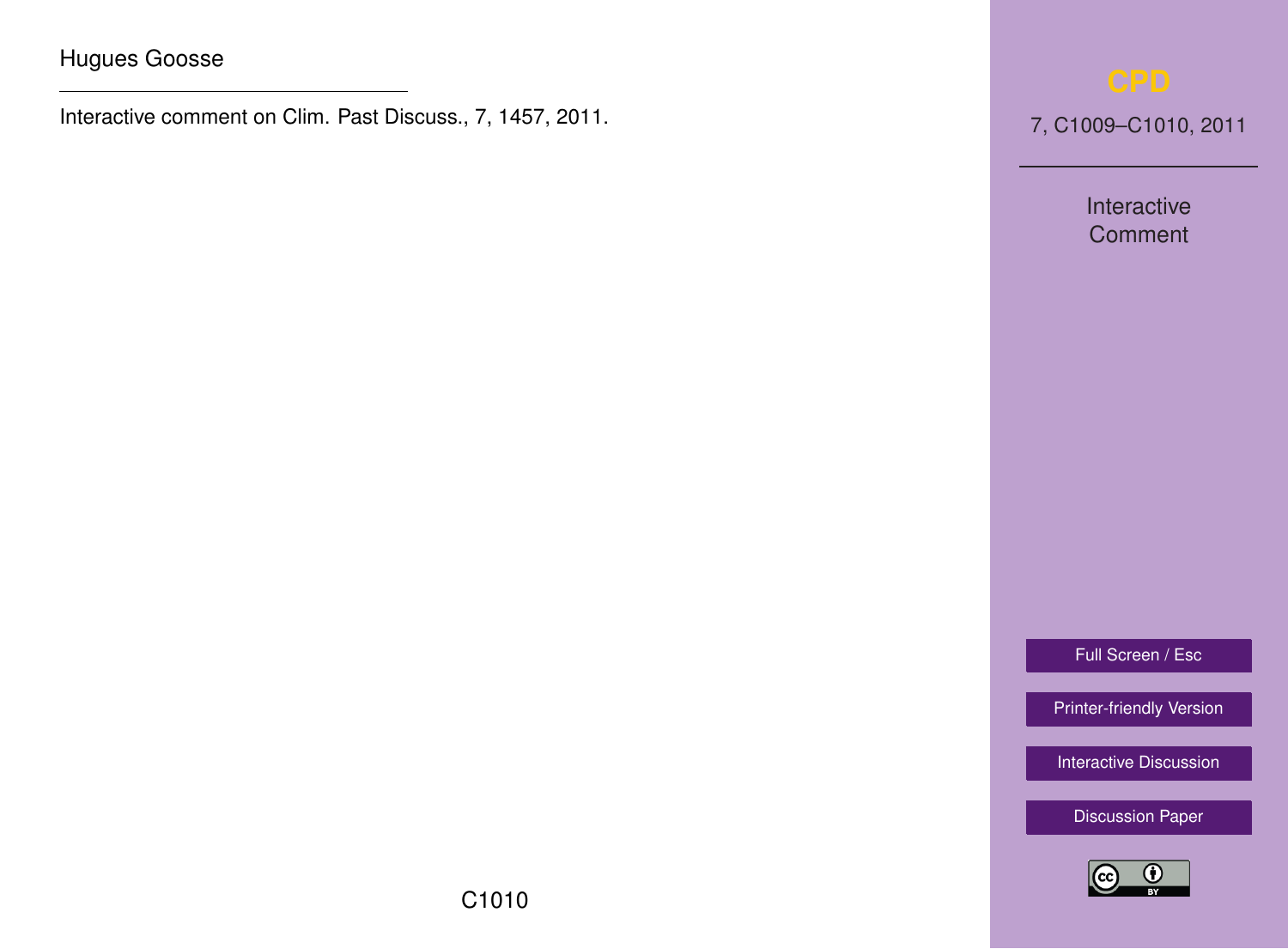Hugues Goosse

---

Interactive comment on Clim. Past Discuss., 7, 1457, 2011.